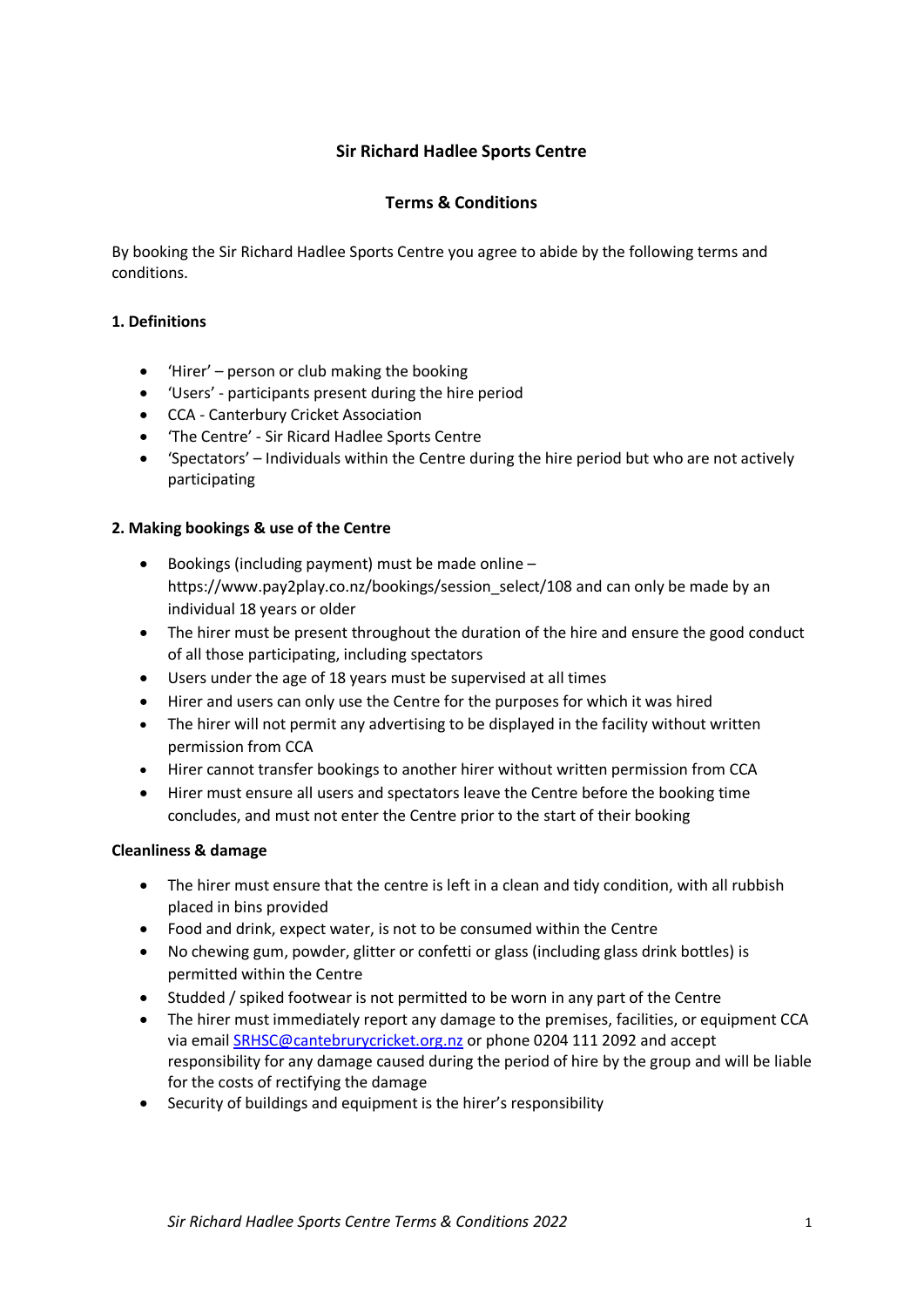# Sir Richard Hadlee Sports Centre

## Terms & Conditions

By booking the Sir Richard Hadlee Sports Centre you agree to abide by the following terms and conditions.

### 1. Definitions

- 'Hirer' – person or club making the booking
- 'Users' - participants present during the hire period
- CCA - Canterbury Cricket Association
- 'The Centre' - Sir Ricard Hadlee Sports Centre
- 'Spectators' – Individuals within the Centre during the hire period but who are not actively participating

### 2. Making bookings & use of the Centre

- Bookings (including payment) must be made online – https://www.pay2play.co.nz/bookings/session_select/108 and can only be made by an individual 18 years or older
- The hirer must be present throughout the duration of the hire and ensure the good conduct of all those participating, including spectators
- Users under the age of 18 years must be supervised at all times
- Hirer and users can only use the Centre for the purposes for which it was hired
- The hirer will not permit any advertising to be displayed in the facility without written permission from CCA
- Hirer cannot transfer bookings to another hirer without written permission from CCA
- Hirer must ensure all users and spectators leave the Centre before the booking time concludes, and must not enter the Centre prior to the start of their booking

### Cleanliness & damage

- The hirer must ensure that the centre is left in a clean and tidy condition, with all rubbish placed in bins provided
- Food and drink, expect water, is not to be consumed within the Centre
- No chewing gum, powder, glitter or confetti or glass (including glass drink bottles) is permitted within the Centre
- Studded / spiked footwear is not permitted to be worn in any part of the Centre
- The hirer must immediately report any damage to the premises, facilities, or equipment CCA via email [SRHSC@cantebrurycricket.org.nz](mailto:SRHSC@cantebrurycricket.org.nz) or phone 0204 111 2092 and accept responsibility for any damage caused during the period of hire by the group and will be liable for the costs of rectifying the damage
- Security of buildings and equipment is the hirer's responsibility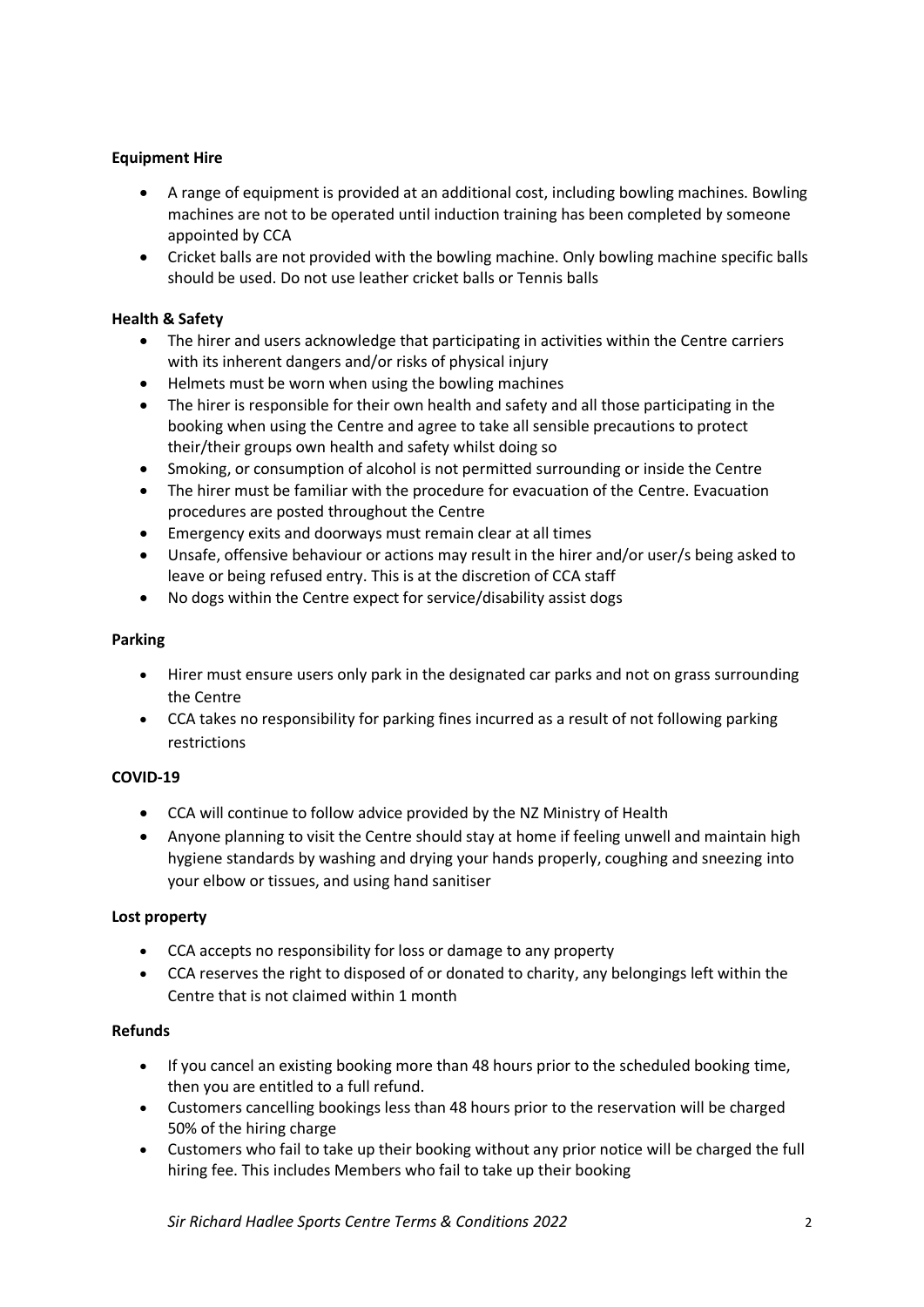**Equipment Hire**

- A range of equipment is provided at an additional cost, including bowling machines. Bowling machines are not to be operated until induction training has been completed by someone appointed by CCA
- Cricket balls are not provided with the bowling machine. Only bowling machine specific balls should be used. Do not use leather cricket balls or Tennis balls

**Health & Safety**

- The hirer and users acknowledge that participating in activities within the Centre carriers with its inherent dangers and/or risks of physical injury
- Helmets must be worn when using the bowling machines
- The hirer is responsible for their own health and safety and all those participating in the booking when using the Centre and agree to take all sensible precautions to protect their/their groups own health and safety whilst doing so
- Smoking, or consumption of alcohol is not permitted surrounding or inside the Centre
- The hirer must be familiar with the procedure for evacuation of the Centre. Evacuation procedures are posted throughout the Centre
- Emergency exits and doorways must remain clear at all times
- Unsafe, offensive behaviour or actions may result in the hirer and/or user/s being asked to leave or being refused entry. This is at the discretion of CCA staff
- No dogs within the Centre expect for service/disability assist dogs

**Parking**

- Hirer must ensure users only park in the designated car parks and not on grass surrounding the Centre
- CCA takes no responsibility for parking fines incurred as a result of not following parking restrictions

**COVID-19**

- CCA will continue to follow advice provided by the NZ Ministry of Health
- Anyone planning to visit the Centre should stay at home if feeling unwell and maintain high hygiene standards by washing and drying your hands properly, coughing and sneezing into your elbow or tissues, and using hand sanitiser

**Lost property**

- CCA accepts no responsibility for loss or damage to any property
- CCA reserves the right to disposed of or donated to charity, any belongings left within the Centre that is not claimed within 1 month

**Refunds**

- If you cancel an existing booking more than 48 hours prior to the scheduled booking time, then you are entitled to a full refund.
- Customers cancelling bookings less than 48 hours prior to the reservation will be charged 50% of the hiring charge
- Customers who fail to take up their booking without any prior notice will be charged the full hiring fee. This includes Members who fail to take up their booking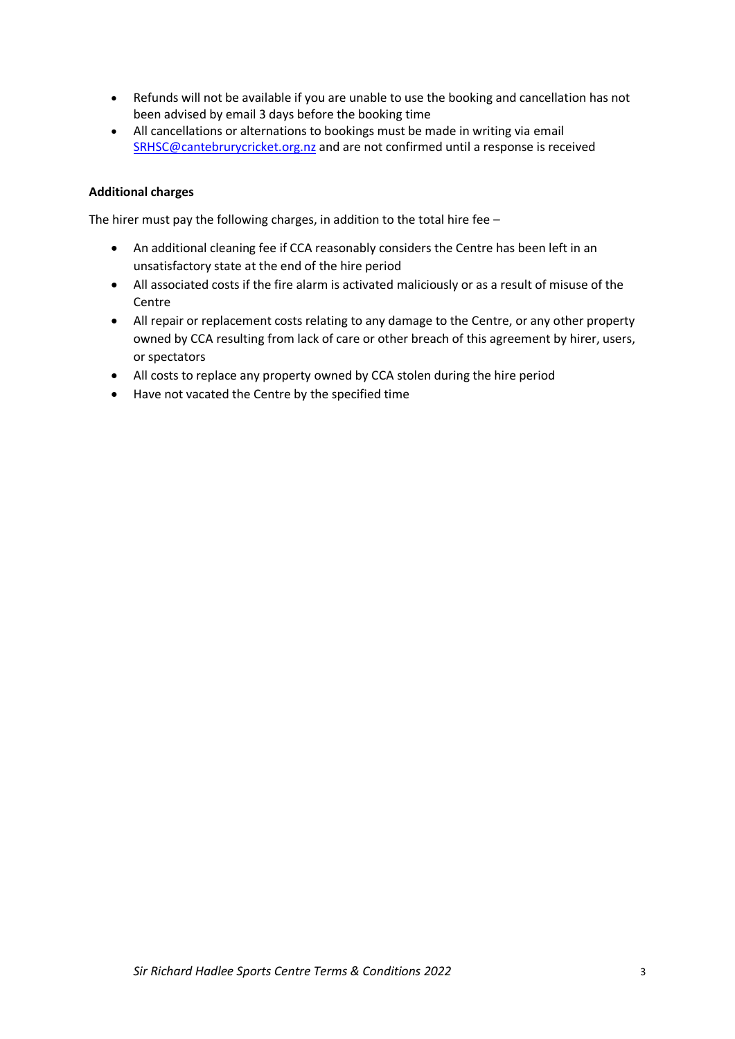- Refunds will not be available if you are unable to use the booking and cancellation has not been advised by email 3 days before the booking time
- All cancellations or alternations to bookings must be made in writing via email SRHSC@cantebrurycricket.org.nz and are not confirmed until a response is received

**Additional charges**

The hirer must pay the following charges, in addition to the total hire fee –

- An additional cleaning fee if CCA reasonably considers the Centre has been left in an unsatisfactory state at the end of the hire period
- All associated costs if the fire alarm is activated maliciously or as a result of misuse of the Centre
- All repair or replacement costs relating to any damage to the Centre, or any other property owned by CCA resulting from lack of care or other breach of this agreement by hirer, users, or spectators
- All costs to replace any property owned by CCA stolen during the hire period
- Have not vacated the Centre by the specified time